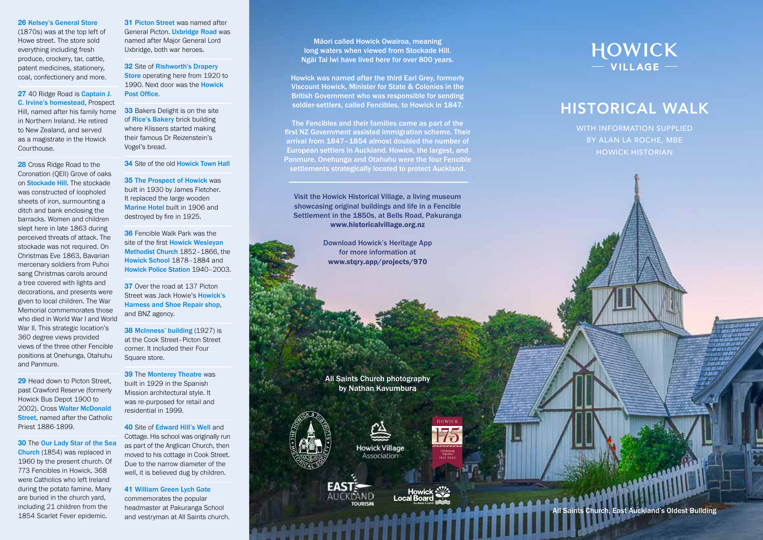**26 Kelsey's General Store** (1870s) was at the top left of Howe street. The store sold everything including fresh produce, crockery, tar, cattle, patent medicines, stationery, coal, confectionery and more.

**27** 40 Ridge Road is **Captain J. C. Irvine's homestead**, Prospect Hill, named after his family home in Northern Ireland. He retired to New Zealand, and served as a magistrate in the Howick Courthouse.

**28** Cross Ridge Road to the Coronation (QEII) Grove of oaks on **Stockade Hill**. The stockade was constructed of loopholed sheets of iron, surmounting a ditch and bank enclosing the barracks. Women and children slept here in late 1863 during perceived threats of attack. The stockade was not required. On Christmas Eve 1863, Bavarian mercenary soldiers from Puhoi sang Christmas carols around a tree covered with lights and decorations, and presents were given to local children. The War Memorial commemorates those who died in World War I and World War II. This strategic location's 360 degree views provided views of the three other Fencible positions at Onehunga, Otahuhu and Panmure.

**29** Head down to Picton Street, past Crawford Reserve (formerly Howick Bus Depot 1900 to 2002). Cross **Walter McDonald Street**, named after the Catholic Priest 1886-1899.

**30** The **Our Lady Star of the Sea Church** (1854) was replaced in 1960 by the present church. Of 773 Fencibles in Howick, 368 were Catholics who left Ireland during the potato famine. Many are buried in the church yard, including 21 children from the 1854 Scarlet Fever epidemic.

**31 Picton Street** was named after General Picton. **Uxbridge Road** was named after Major General Lord Uxbridge, both war heroes.

**32** Site of **Rishworth's Drapery Store** operating here from 1920 to 1990. Next door was the **Howick Post Office.**

**33** Bakers Delight is on the site of **Rice's Bakery** brick building where Klissers started making their famous Dr Reizenstein's Vogel's bread.

**34** Site of the old **Howick Town Hall**

**35 The Prospect of Howick** was built in 1930 by James Fletcher. It replaced the large wooden **Marine Hotel** built in 1906 and destroyed by fire in 1925.

**36** Fencible Walk Park was the site of the first **Howick Wesleyan Methodist Church** 1852–1866, the **Howick School** 1878–1884 and **Howick Police Station** 1940–2003.

**37** Over the road at 137 Picton Street was Jack Howie's **Howick's Harness and Shoe Repair shop**, and BNZ agency.

**38 McInness' building** (1927) is at the Cook Street–Picton Street corner. It included their Four Square store.

**39** The **Monterey Theatre** was built in 1929 in the Spanish Mission architectural style. It was re-purposed for retail and residential in 1999.

**40** Site of **Edward Hill's Well** and Cottage. His school was originally run as part of the Anglican Church, then moved to his cottage in Cook Street. Due to the narrow diameter of the well, it is believed dug by children.

**41 William Green Lych Gate** commemorates the popular headmaster at Pakuranga School and vestryman at All Saints church.

Māori called Howick Owairoa, meaning long waters when viewed from Stockade Hill. Ngāi Tai Iwi have lived here for over 800 years.

Howick was named after the third Earl Grey, formerly Viscount Howick, Minister for State & Colonies in the British Government who was responsible for sending soldier-settlers, called Fencibles, to Howick in 1847.

The Fencibles and their families came as part of the first NZ Government assisted immigration scheme. Their arrival from 1847–1854 almost doubled the number of European settlers in Auckland. Howick, the largest, and Panmure, Onehunga and Otahuhu were the four Fencible settlements strategically located to protect Auckland.

---

Visit the Howick Historical Village, a living museum showcasing original buildings and life in a Fencible Settlement in the 1850s, at Bells Road, Pakuranga
**www.historicalvillage.org.nz**

Download Howick's Heritage App for more information at
**www.stqry.app/projects/970**

All Saints Church photography by Nathan Kavumbura

The Howick & Districts Historical Society · Howick Village Association · Howick 175 Celebrating Together 1847 2022 · East Auckland Tourism · Howick Local Board Auckland Council

# HOWICK VILLAGE

## HISTORICAL WALK

WITH INFORMATION SUPPLIED BY ALAN LA ROCHE, MBE HOWICK HISTORIAN

All Saints Church, East Auckland's Oldest Building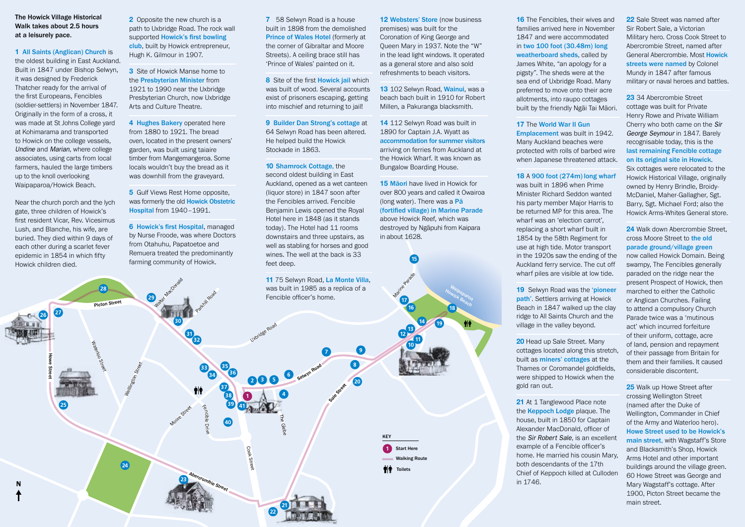**The Howick Village Historical Walk takes about 2.5 hours at a leisurely pace.**

**1 All Saints (Anglican) Church** is the oldest building in East Auckland. Built in 1847 under Bishop Selwyn, it was designed by Frederick Thatcher ready for the arrival of the first Europeans, Fencibles (soldier-settlers) in November 1847. Originally in the form of a cross, it was made at St Johns College yard at Kohimarama and transported to Howick on the college vessels, *Undine* and *Marian*, where college associates, using carts from local farmers, hauled the large timbers up to the knoll overlooking Waipaparoa/Howick Beach.

Near the church porch and the lych gate, three children of Howick's first resident Vicar, Rev. Vicesimus Lush, and Blanche, his wife, are buried. They died within 9 days of each other during a scarlet fever epidemic in 1854 in which fifty Howick children died.

**2** Opposite the new church is a path to Uxbridge Road. The rock wall supported **Howick's first bowling club**, built by Howick entrepreneur, Hugh K. Gilmour in 1907.

**3** Site of Howick Manse home to the **Presbyterian Minister** from 1921 to 1990 near the Uxbridge Presbyterian Church, now Uxbridge Arts and Culture Theatre.

**4 Hughes Bakery** operated here from 1880 to 1921. The bread oven, located in the present owners' garden, was built using taiaire timber from Mangemangeroa. Some locals wouldn't buy the bread as it was downhill from the graveyard.

**5** Gulf Views Rest Home opposite, was formerly the old **Howick Obstetric Hospital** from 1940 – 1991.

**6 Howick's first Hospital**, managed by Nurse Froode, was where Doctors from Otahuhu, Papatoetoe and Remuera treated the predominantly farming community of Howick.

**7** 58 Selwyn Road is a house built in 1898 from the demolished **Prince of Wales Hotel** (formerly at the corner of Gibraltar and Moore Streets). A ceiling brace still has 'Prince of Wales' painted on it.

**8** Site of the first **Howick jail** which was built of wood. Several accounts exist of prisoners escaping, getting into mischief and returning to jail!

**9 Builder Dan Strong's cottage** at 64 Selwyn Road has been altered. He helped build the Howick Stockade in 1863.

**10 Shamrock Cottage,** the second oldest building in East Auckland, opened as a wet canteen (liquor store) in 1847 soon after the Fencibles arrived. Fencible Benjamin Lewis opened the Royal Hotel here in 1848 (as it stands today). The Hotel had 11 rooms downstairs and three upstairs, as well as stabling for horses and good wines. The well at the back is 33 feet deep.

**11** 75 Selwyn Road, **La Monte Villa**, was built in 1985 as a replica of a Fencible officer's home.

**12 Websters' Store** (now business premises) was built for the Coronation of King George and Queen Mary in 1937. Note the "W" in the lead light windows. It operated as a general store and also sold refreshments to beach visitors.

**13** 102 Selwyn Road, **Wainui**, was a beach bach built in 1910 for Robert Millen, a Pakuranga blacksmith.

**14** 112 Selwyn Road was built in 1890 for Captain J.A. Wyatt as **accommodation for summer visitors** arriving on ferries from Auckland at the Howick Wharf. It was known as Bungalow Boarding House.

**15 Māori** have lived in Howick for over 800 years and called it Owairoa (long water). There was a **Pā (fortified village) in Marine Parade** above Howick Reef, which was destroyed by Ngāpuhi from Kaipara in about 1628.

**16** The Fencibles, their wives and families arrived here in November 1847 and were accommodated in **two 100 foot (30.48m) long weatherboard sheds**, called by James White, "an apology for a pigsty". The sheds were at the sea end of Uxbridge Road. Many preferred to move onto their acre allotments, into raupo cottages built by the friendly Ngāi Tai Māori.

**17** The **World War II Gun Emplacement** was built in 1942. Many Auckland beaches were protected with rolls of barbed wire when Japanese threatened attack.

**18** A **900 foot (274m) long wharf** was built in 1896 when Prime Minister Richard Seddon wanted his party MP Major Harris to be returned MP for this area. The wharf was an 'election carrot', replacing a short wharf built in 1854 by the 58th Regiment for use at high tide. Motor transport in the 1920s saw the ending of the Auckland ferry service. The cut off wharf piles are visible at low tide.

**19** Selwyn Road was the **'pioneer path'**. Settlers arriving at Howick Beach in 1847 walked up the clay ridge to All Saints Church and the village in the valley beyond.

**20** Head up Sale Street. Many cottages located along this stretch, built as **miners' cottages** at the Thames or Coromandel goldfields, were shipped to Howick when the gold ran out.

**21** At 1 Tanglewood Place note the **Keppoch Lodge** plaque. The house, built in 1850 for Captain Alexander MacDonald, officer of the *Sir Robert Sale*, is an excellent example of a Fencible officer's home. He married his cousin Mary, both descendants of the 17th Chief of Keppoch killed at Culloden in 1746.

**22** Sale Street was named after Sir Robert Sale, a Victorian Military hero. Cross Cook Street to Abercrombie Street, named after General Abercrombie. Most **Howick streets were named** by Colonel Mundy in 1847 after famous military or naval heroes and battles.

**23** 34 Abercrombie Street cottage was built for Private Henry Rowe and Private William Cherry who both came on the *Sir George Seymour* in 1847. Barely recognisable today, this is the **last remaining Fencible cottage on its original site in Howick.** Six cottages were relocated to the Howick Historical Village, originally owned by Henry Brindle, Broidy-McDaniel, Maher-Gallagher, Sgt. Barry, Sgt. Michael Ford; also the Howick Arms-Whites General store.

**24** Walk down Abercrombie Street, cross Moore Street to **the old parade ground/village green** now called Howick Domain. Being swampy, The Fencibles generally paraded on the ridge near the present Prospect of Howick, then marched to either the Catholic or Anglican Churches. Failing to attend a compulsory Church Parade twice was a 'mutinous act' which incurred forfeiture of their uniform, cottage, acre of land, pension and repayment of their passage from Britain for them and their families. It caused considerable discontent.

**25** Walk up Howe Street after crossing Wellington Street (named after the Duke of Wellington, Commander in Chief of the Army and Waterloo hero). **Howe Street used to be Howick's main street,** with Wagstaff's Store and Blacksmith's Shop, Howick Arms Hotel and other important buildings around the village green. 60 Howe Street was George and Mary Wagstaff's cottage. After 1900, Picton Street became the main street.

Picton Street
Walter MacDonald
Parkhill Road
Uxbridge Road
Selwyn Road
Marine Parade
Waipaparoa Howick Beach
Howe Street
Waterloo Street
Wellington Street
Moore Street
Fencible Drive
The Glebe
Sale Street
Cook Street
Abercrombie Street
N

KEY
Start Here
Walking Route
Toilets